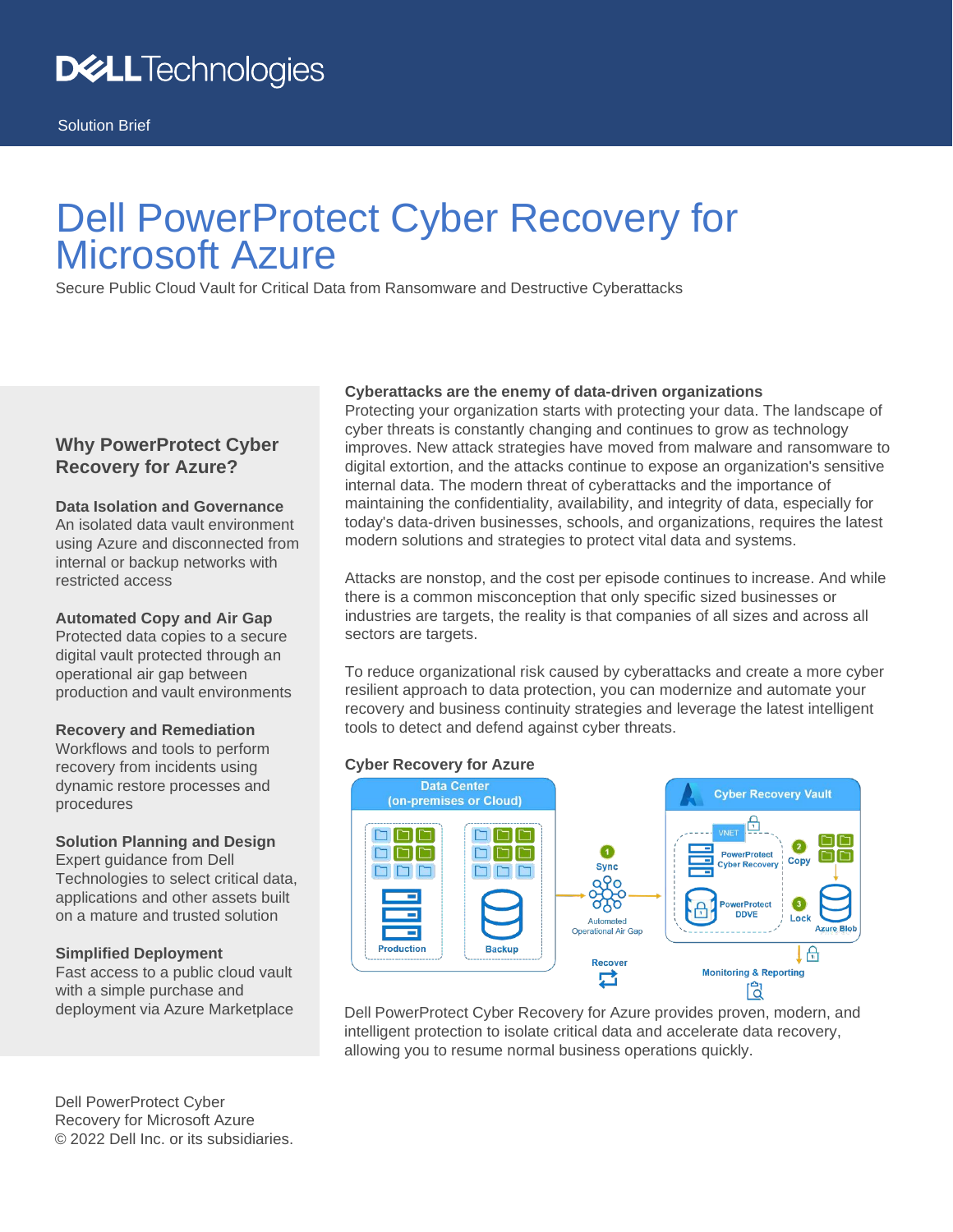DELL Technologies

Solution Brief

# Dell PowerProtect Cyber Recovery for Microsoft Azure

Secure Public Cloud Vault for Critical Data from Ransomware and Destructive Cyberattacks

## Why PowerProtect Cyber Recovery for Azure?

**Data Isolation and Governance**
An isolated data vault environment using Azure and disconnected from internal or backup networks with restricted access

**Automated Copy and Air Gap**
Protected data copies to a secure digital vault protected through an operational air gap between production and vault environments

**Recovery and Remediation**
Workflows and tools to perform recovery from incidents using dynamic restore processes and procedures

**Solution Planning and Design**
Expert guidance from Dell Technologies to select critical data, applications and other assets built on a mature and trusted solution

**Simplified Deployment**
Fast access to a public cloud vault with a simple purchase and deployment via Azure Marketplace

### Cyberattacks are the enemy of data-driven organizations

Protecting your organization starts with protecting your data. The landscape of cyber threats is constantly changing and continues to grow as technology improves. New attack strategies have moved from malware and ransomware to digital extortion, and the attacks continue to expose an organization's sensitive internal data. The modern threat of cyberattacks and the importance of maintaining the confidentiality, availability, and integrity of data, especially for today's data-driven businesses, schools, and organizations, requires the latest modern solutions and strategies to protect vital data and systems.

Attacks are nonstop, and the cost per episode continues to increase. And while there is a common misconception that only specific sized businesses or industries are targets, the reality is that companies of all sizes and across all sectors are targets.

To reduce organizational risk caused by cyberattacks and create a more cyber resilient approach to data protection, you can modernize and automate your recovery and business continuity strategies and leverage the latest intelligent tools to detect and defend against cyber threats.

### Cyber Recovery for Azure

Data Center (on-premises or Cloud): Production, Backup

1 Sync — Automated Operational Air Gap

Cyber Recovery Vault: VNET, PowerProtect Cyber Recovery, PowerProtect DDVE, 2 Copy, 3 Lock, Azure Blob

Recover

Monitoring & Reporting

Dell PowerProtect Cyber Recovery for Azure provides proven, modern, and intelligent protection to isolate critical data and accelerate data recovery, allowing you to resume normal business operations quickly.

Dell PowerProtect Cyber Recovery for Microsoft Azure
© 2022 Dell Inc. or its subsidiaries.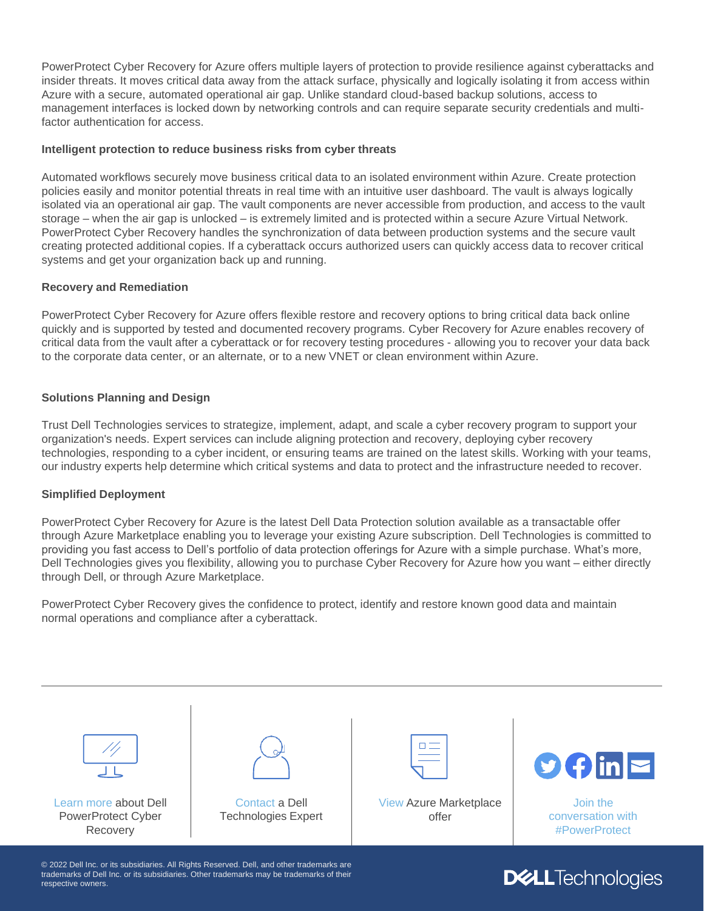PowerProtect Cyber Recovery for Azure offers multiple layers of protection to provide resilience against cyberattacks and insider threats. It moves critical data away from the attack surface, physically and logically isolating it from access within Azure with a secure, automated operational air gap. Unlike standard cloud-based backup solutions, access to management interfaces is locked down by networking controls and can require separate security credentials and multi-factor authentication for access.

**Intelligent protection to reduce business risks from cyber threats**

Automated workflows securely move business critical data to an isolated environment within Azure. Create protection policies easily and monitor potential threats in real time with an intuitive user dashboard. The vault is always logically isolated via an operational air gap. The vault components are never accessible from production, and access to the vault storage – when the air gap is unlocked – is extremely limited and is protected within a secure Azure Virtual Network. PowerProtect Cyber Recovery handles the synchronization of data between production systems and the secure vault creating protected additional copies. If a cyberattack occurs authorized users can quickly access data to recover critical systems and get your organization back up and running.

**Recovery and Remediation**

PowerProtect Cyber Recovery for Azure offers flexible restore and recovery options to bring critical data back online quickly and is supported by tested and documented recovery programs. Cyber Recovery for Azure enables recovery of critical data from the vault after a cyberattack or for recovery testing procedures - allowing you to recover your data back to the corporate data center, or an alternate, or to a new VNET or clean environment within Azure.

**Solutions Planning and Design**

Trust Dell Technologies services to strategize, implement, adapt, and scale a cyber recovery program to support your organization's needs. Expert services can include aligning protection and recovery, deploying cyber recovery technologies, responding to a cyber incident, or ensuring teams are trained on the latest skills. Working with your teams, our industry experts help determine which critical systems and data to protect and the infrastructure needed to recover.

**Simplified Deployment**

PowerProtect Cyber Recovery for Azure is the latest Dell Data Protection solution available as a transactable offer through Azure Marketplace enabling you to leverage your existing Azure subscription. Dell Technologies is committed to providing you fast access to Dell's portfolio of data protection offerings for Azure with a simple purchase. What's more, Dell Technologies gives you flexibility, allowing you to purchase Cyber Recovery for Azure how you want – either directly through Dell, or through Azure Marketplace.

PowerProtect Cyber Recovery gives the confidence to protect, identify and restore known good data and maintain normal operations and compliance after a cyberattack.

---

Learn more about Dell PowerProtect Cyber Recovery

Contact a Dell Technologies Expert

View Azure Marketplace offer

Join the conversation with #PowerProtect

© 2022 Dell Inc. or its subsidiaries. All Rights Reserved. Dell, and other trademarks are trademarks of Dell Inc. or its subsidiaries. Other trademarks may be trademarks of their respective owners.

DELL Technologies